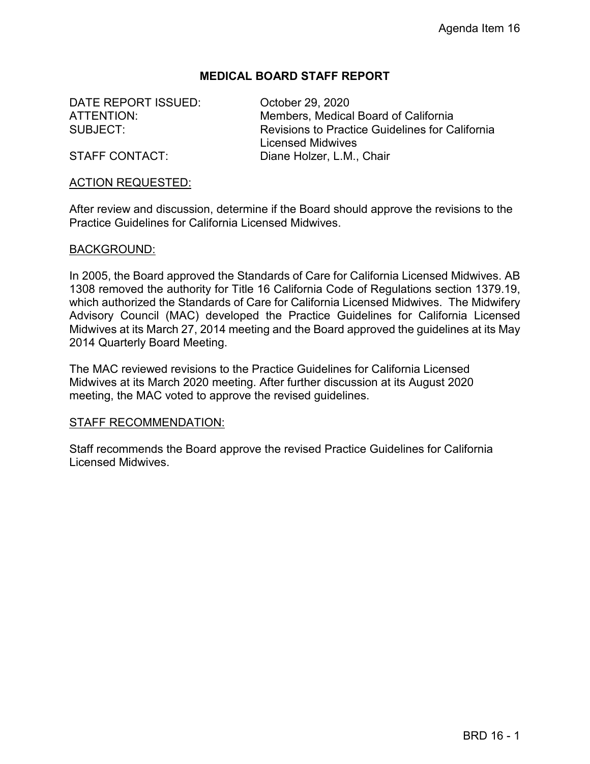Agenda Item 16

# MEDICAL BOARD STAFF REPORT

DATE REPORT ISSUED: October 29, 2020
ATTENTION: Members, Medical Board of California
SUBJECT: Revisions to Practice Guidelines for California Licensed Midwives
STAFF CONTACT: Diane Holzer, L.M., Chair

## ACTION REQUESTED:

After review and discussion, determine if the Board should approve the revisions to the Practice Guidelines for California Licensed Midwives.

## BACKGROUND:

In 2005, the Board approved the Standards of Care for California Licensed Midwives. AB 1308 removed the authority for Title 16 California Code of Regulations section 1379.19, which authorized the Standards of Care for California Licensed Midwives. The Midwifery Advisory Council (MAC) developed the Practice Guidelines for California Licensed Midwives at its March 27, 2014 meeting and the Board approved the guidelines at its May 2014 Quarterly Board Meeting.

The MAC reviewed revisions to the Practice Guidelines for California Licensed Midwives at its March 2020 meeting. After further discussion at its August 2020 meeting, the MAC voted to approve the revised guidelines.

## STAFF RECOMMENDATION:

Staff recommends the Board approve the revised Practice Guidelines for California Licensed Midwives.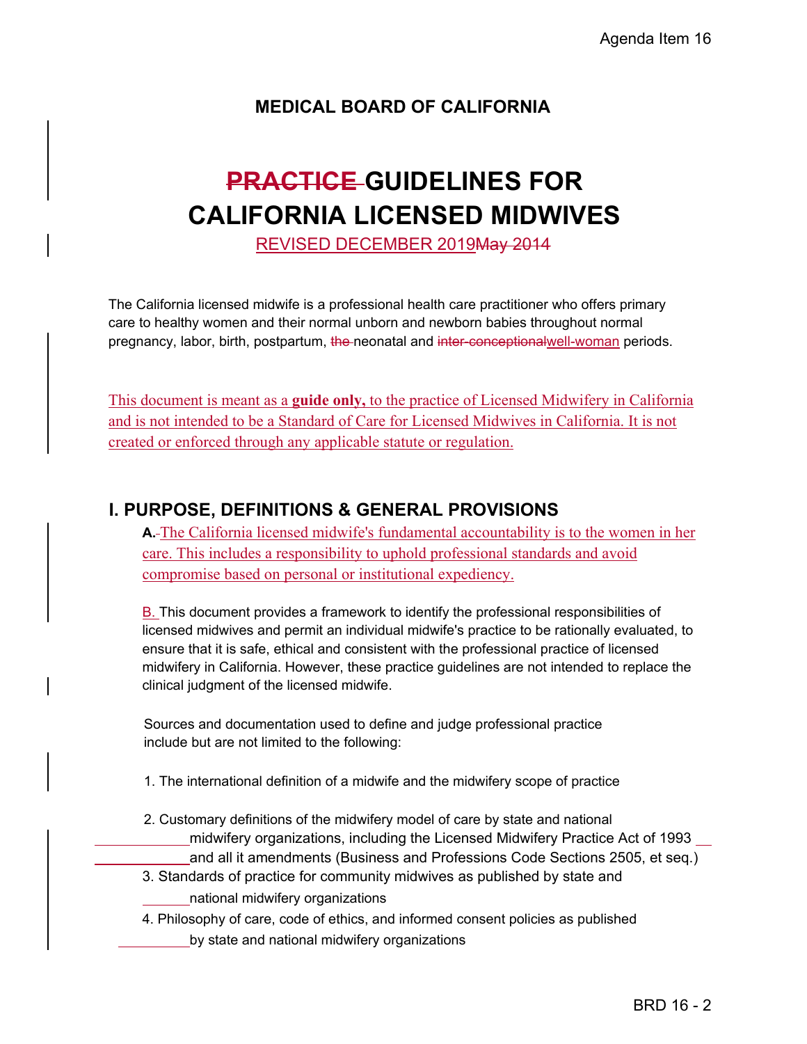# MEDICAL BOARD OF CALIFORNIA

# ~~PRACTICE~~ GUIDELINES FOR CALIFORNIA LICENSED MIDWIVES

REVISED DECEMBER 2019~~May 2014~~

The California licensed midwife is a professional health care practitioner who offers primary care to healthy women and their normal unborn and newborn babies throughout normal pregnancy, labor, birth, postpartum, ~~the~~ neonatal and ~~inter-conceptional~~well-woman periods.

This document is meant as a **guide only,** to the practice of Licensed Midwifery in California and is not intended to be a Standard of Care for Licensed Midwives in California. It is not created or enforced through any applicable statute or regulation.

## I. PURPOSE, DEFINITIONS & GENERAL PROVISIONS

**A.** The California licensed midwife's fundamental accountability is to the women in her care. This includes a responsibility to uphold professional standards and avoid compromise based on personal or institutional expediency.

B. This document provides a framework to identify the professional responsibilities of licensed midwives and permit an individual midwife's practice to be rationally evaluated, to ensure that it is safe, ethical and consistent with the professional practice of licensed midwifery in California. However, these practice guidelines are not intended to replace the clinical judgment of the licensed midwife.

Sources and documentation used to define and judge professional practice include but are not limited to the following:

1. The international definition of a midwife and the midwifery scope of practice
2. Customary definitions of the midwifery model of care by state and national midwifery organizations, including the Licensed Midwifery Practice Act of 1993 and all it amendments (Business and Professions Code Sections 2505, et seq.)
3. Standards of practice for community midwives as published by state and national midwifery organizations
4. Philosophy of care, code of ethics, and informed consent policies as published by state and national midwifery organizations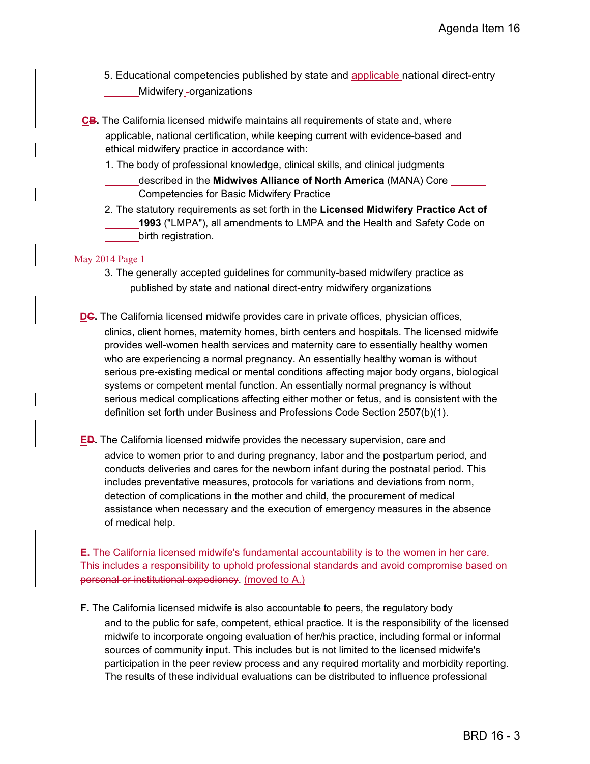5. Educational competencies published by state and applicable national direct-entry Midwifery organizations

**CB.** The California licensed midwife maintains all requirements of state and, where applicable, national certification, while keeping current with evidence-based and ethical midwifery practice in accordance with:

1. The body of professional knowledge, clinical skills, and clinical judgments described in the **Midwives Alliance of North America** (MANA) Core Competencies for Basic Midwifery Practice
2. The statutory requirements as set forth in the **Licensed Midwifery Practice Act of 1993** ("LMPA"), all amendments to LMPA and the Health and Safety Code on birth registration.

~~May 2014 Page 1~~

3. The generally accepted guidelines for community-based midwifery practice as published by state and national direct-entry midwifery organizations

**DC.** The California licensed midwife provides care in private offices, physician offices, clinics, client homes, maternity homes, birth centers and hospitals. The licensed midwife provides well-women health services and maternity care to essentially healthy women who are experiencing a normal pregnancy. An essentially healthy woman is without serious pre-existing medical or mental conditions affecting major body organs, biological systems or competent mental function. An essentially normal pregnancy is without serious medical complications affecting either mother or fetus, and is consistent with the definition set forth under Business and Professions Code Section 2507(b)(1).

**ED.** The California licensed midwife provides the necessary supervision, care and advice to women prior to and during pregnancy, labor and the postpartum period, and conducts deliveries and cares for the newborn infant during the postnatal period. This includes preventative measures, protocols for variations and deviations from norm, detection of complications in the mother and child, the procurement of medical assistance when necessary and the execution of emergency measures in the absence of medical help.

~~**E.** The California licensed midwife's fundamental accountability is to the women in her care. This includes a responsibility to uphold professional standards and avoid compromise based on personal or institutional expediency~~. (moved to A.)

**F.** The California licensed midwife is also accountable to peers, the regulatory body and to the public for safe, competent, ethical practice. It is the responsibility of the licensed midwife to incorporate ongoing evaluation of her/his practice, including formal or informal sources of community input. This includes but is not limited to the licensed midwife's participation in the peer review process and any required mortality and morbidity reporting. The results of these individual evaluations can be distributed to influence professional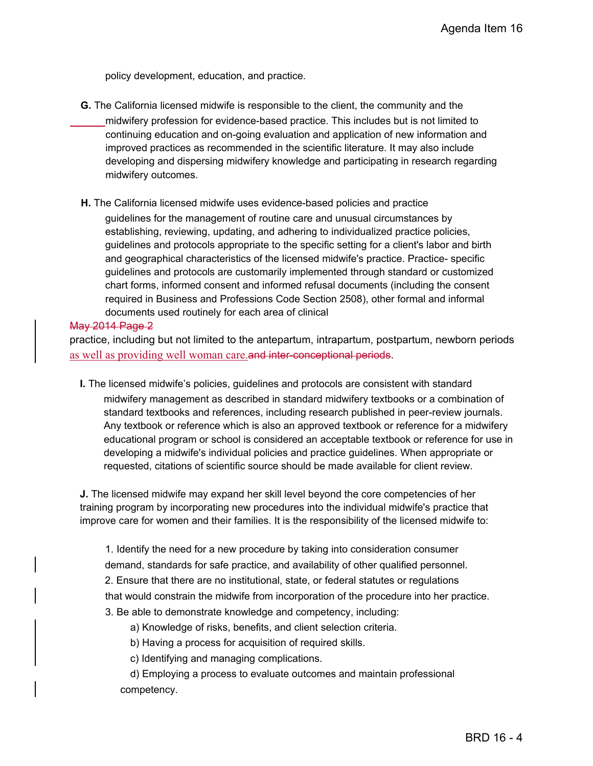policy development, education, and practice.

**G.** The California licensed midwife is responsible to the client, the community and the midwifery profession for evidence-based practice. This includes but is not limited to continuing education and on-going evaluation and application of new information and improved practices as recommended in the scientific literature. It may also include developing and dispersing midwifery knowledge and participating in research regarding midwifery outcomes.

**H.** The California licensed midwife uses evidence-based policies and practice guidelines for the management of routine care and unusual circumstances by establishing, reviewing, updating, and adhering to individualized practice policies, guidelines and protocols appropriate to the specific setting for a client's labor and birth and geographical characteristics of the licensed midwife's practice. Practice- specific guidelines and protocols are customarily implemented through standard or customized chart forms, informed consent and informed refusal documents (including the consent required in Business and Professions Code Section 2508), other formal and informal documents used routinely for each area of clinical ~~May 2014 Page 2~~ practice, including but not limited to the antepartum, intrapartum, postpartum, newborn periods as well as providing well woman care.~~and inter-conceptional periods~~.

**I.** The licensed midwife's policies, guidelines and protocols are consistent with standard midwifery management as described in standard midwifery textbooks or a combination of standard textbooks and references, including research published in peer-review journals. Any textbook or reference which is also an approved textbook or reference for a midwifery educational program or school is considered an acceptable textbook or reference for use in developing a midwife's individual policies and practice guidelines. When appropriate or requested, citations of scientific source should be made available for client review.

**J.** The licensed midwife may expand her skill level beyond the core competencies of her training program by incorporating new procedures into the individual midwife's practice that improve care for women and their families. It is the responsibility of the licensed midwife to:

1. Identify the need for a new procedure by taking into consideration consumer demand, standards for safe practice, and availability of other qualified personnel.
2. Ensure that there are no institutional, state, or federal statutes or regulations that would constrain the midwife from incorporation of the procedure into her practice.
3. Be able to demonstrate knowledge and competency, including:
   a) Knowledge of risks, benefits, and client selection criteria.
   b) Having a process for acquisition of required skills.
   c) Identifying and managing complications.
   d) Employing a process to evaluate outcomes and maintain professional competency.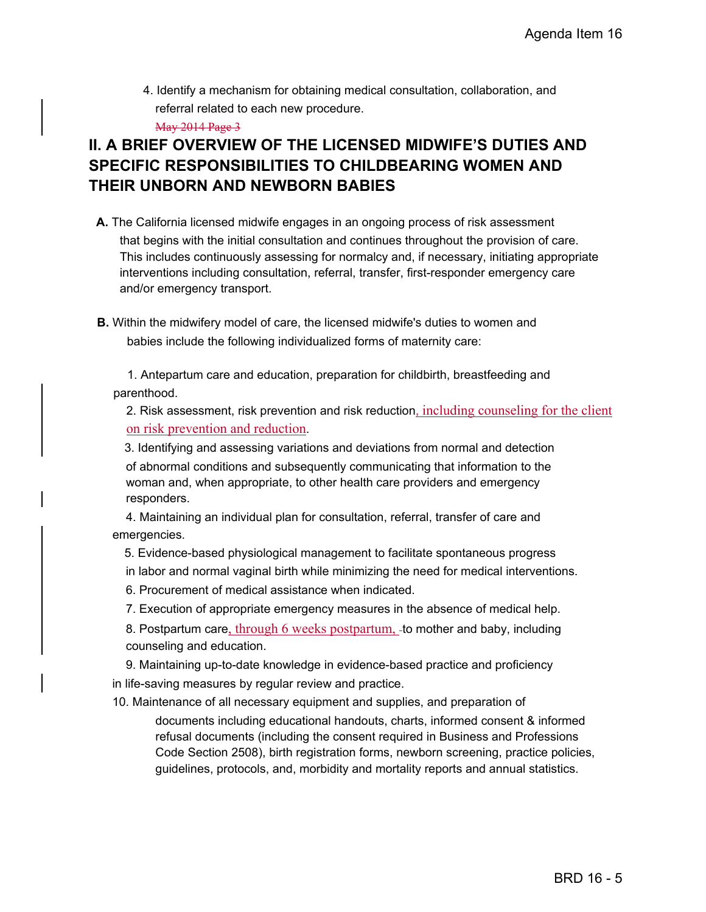4. Identify a mechanism for obtaining medical consultation, collaboration, and referral related to each new procedure.

~~May 2014 Page 3~~

## II. A BRIEF OVERVIEW OF THE LICENSED MIDWIFE'S DUTIES AND SPECIFIC RESPONSIBILITIES TO CHILDBEARING WOMEN AND THEIR UNBORN AND NEWBORN BABIES

**A.** The California licensed midwife engages in an ongoing process of risk assessment that begins with the initial consultation and continues throughout the provision of care. This includes continuously assessing for normalcy and, if necessary, initiating appropriate interventions including consultation, referral, transfer, first-responder emergency care and/or emergency transport.

**B.** Within the midwifery model of care, the licensed midwife's duties to women and babies include the following individualized forms of maternity care:

1. Antepartum care and education, preparation for childbirth, breastfeeding and parenthood.
2. Risk assessment, risk prevention and risk reduction, including counseling for the client on risk prevention and reduction.
3. Identifying and assessing variations and deviations from normal and detection of abnormal conditions and subsequently communicating that information to the woman and, when appropriate, to other health care providers and emergency responders.
4. Maintaining an individual plan for consultation, referral, transfer of care and emergencies.
5. Evidence-based physiological management to facilitate spontaneous progress in labor and normal vaginal birth while minimizing the need for medical interventions.
6. Procurement of medical assistance when indicated.
7. Execution of appropriate emergency measures in the absence of medical help.
8. Postpartum care, through 6 weeks postpartum, to mother and baby, including counseling and education.
9. Maintaining up-to-date knowledge in evidence-based practice and proficiency in life-saving measures by regular review and practice.
10. Maintenance of all necessary equipment and supplies, and preparation of documents including educational handouts, charts, informed consent & informed refusal documents (including the consent required in Business and Professions Code Section 2508), birth registration forms, newborn screening, practice policies, guidelines, protocols, and, morbidity and mortality reports and annual statistics.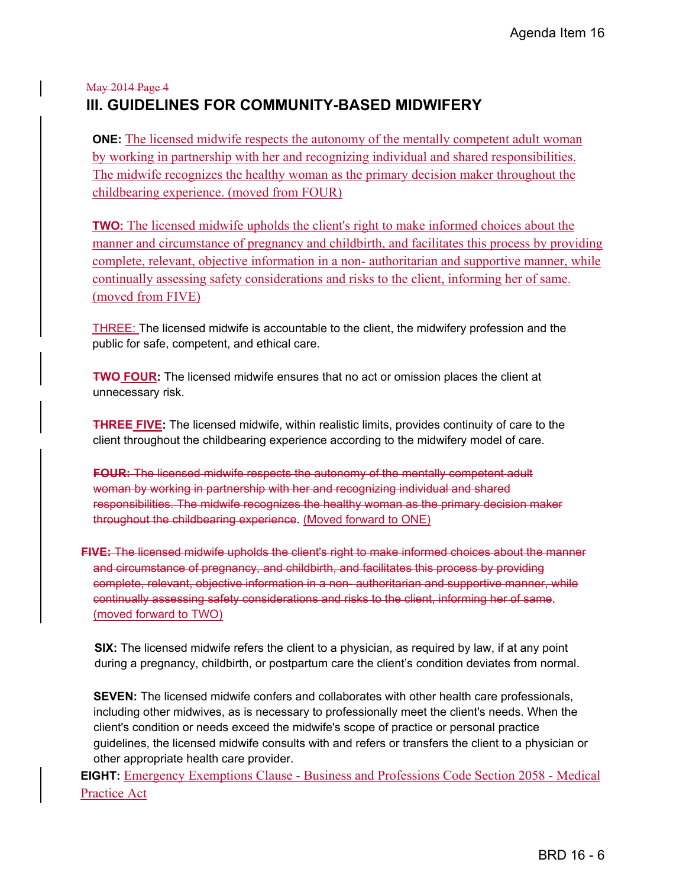~~May 2014 Page 4~~

## III. GUIDELINES FOR COMMUNITY-BASED MIDWIFERY

**ONE:** The licensed midwife respects the autonomy of the mentally competent adult woman by working in partnership with her and recognizing individual and shared responsibilities. The midwife recognizes the healthy woman as the primary decision maker throughout the childbearing experience. (moved from FOUR)

**TWO:** The licensed midwife upholds the client's right to make informed choices about the manner and circumstance of pregnancy and childbirth, and facilitates this process by providing complete, relevant, objective information in a non- authoritarian and supportive manner, while continually assessing safety considerations and risks to the client, informing her of same. (moved from FIVE)

THREE: The licensed midwife is accountable to the client, the midwifery profession and the public for safe, competent, and ethical care.

~~**TWO**~~ **FOUR:** The licensed midwife ensures that no act or omission places the client at unnecessary risk.

~~**THREE**~~ **FIVE:** The licensed midwife, within realistic limits, provides continuity of care to the client throughout the childbearing experience according to the midwifery model of care.

~~**FOUR:** The licensed midwife respects the autonomy of the mentally competent adult woman by working in partnership with her and recognizing individual and shared responsibilities. The midwife recognizes the healthy woman as the primary decision maker throughout the childbearing experience~~. (Moved forward to ONE)

~~**FIVE:** The licensed midwife upholds the client's right to make informed choices about the manner and circumstance of pregnancy, and childbirth, and facilitates this process by providing complete, relevant, objective information in a non- authoritarian and supportive manner, while continually assessing safety considerations and risks to the client, informing her of same~~. (moved forward to TWO)

**SIX:** The licensed midwife refers the client to a physician, as required by law, if at any point during a pregnancy, childbirth, or postpartum care the client's condition deviates from normal.

**SEVEN:** The licensed midwife confers and collaborates with other health care professionals, including other midwives, as is necessary to professionally meet the client's needs. When the client's condition or needs exceed the midwife's scope of practice or personal practice guidelines, the licensed midwife consults with and refers or transfers the client to a physician or other appropriate health care provider.

**EIGHT:** Emergency Exemptions Clause - Business and Professions Code Section 2058 - Medical Practice Act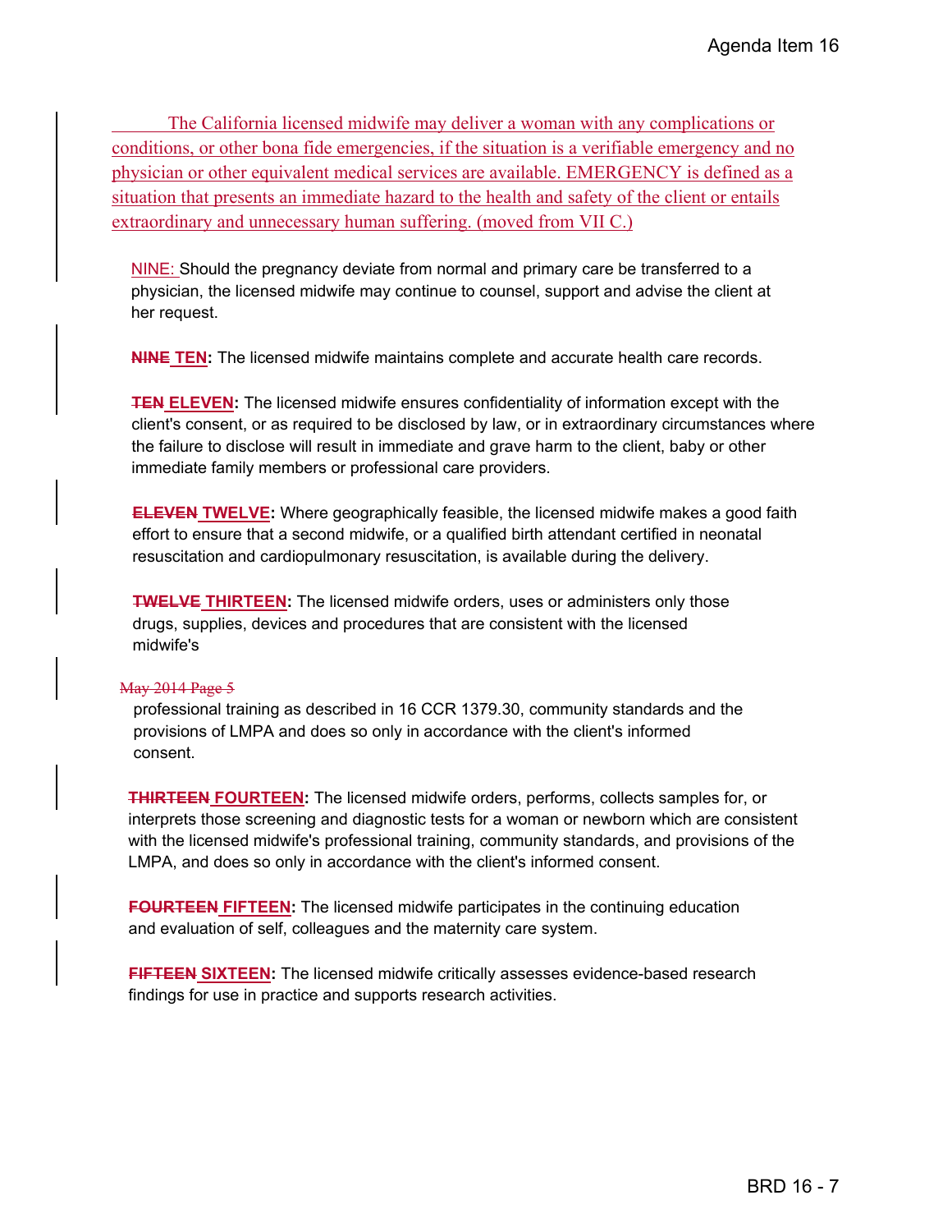The California licensed midwife may deliver a woman with any complications or conditions, or other bona fide emergencies, if the situation is a verifiable emergency and no physician or other equivalent medical services are available. EMERGENCY is defined as a situation that presents an immediate hazard to the health and safety of the client or entails extraordinary and unnecessary human suffering. (moved from VII C.)

NINE: Should the pregnancy deviate from normal and primary care be transferred to a physician, the licensed midwife may continue to counsel, support and advise the client at her request.

~~**NINE**~~ **TEN:** The licensed midwife maintains complete and accurate health care records.

~~**TEN**~~ **ELEVEN:** The licensed midwife ensures confidentiality of information except with the client's consent, or as required to be disclosed by law, or in extraordinary circumstances where the failure to disclose will result in immediate and grave harm to the client, baby or other immediate family members or professional care providers.

~~**ELEVEN**~~ **TWELVE:** Where geographically feasible, the licensed midwife makes a good faith effort to ensure that a second midwife, or a qualified birth attendant certified in neonatal resuscitation and cardiopulmonary resuscitation, is available during the delivery.

~~**TWELVE**~~ **THIRTEEN:** The licensed midwife orders, uses or administers only those drugs, supplies, devices and procedures that are consistent with the licensed midwife's

~~May 2014 Page 5~~

professional training as described in 16 CCR 1379.30, community standards and the provisions of LMPA and does so only in accordance with the client's informed consent.

~~**THIRTEEN**~~ **FOURTEEN:** The licensed midwife orders, performs, collects samples for, or interprets those screening and diagnostic tests for a woman or newborn which are consistent with the licensed midwife's professional training, community standards, and provisions of the LMPA, and does so only in accordance with the client's informed consent.

~~**FOURTEEN**~~ **FIFTEEN:** The licensed midwife participates in the continuing education and evaluation of self, colleagues and the maternity care system.

~~**FIFTEEN**~~ **SIXTEEN:** The licensed midwife critically assesses evidence-based research findings for use in practice and supports research activities.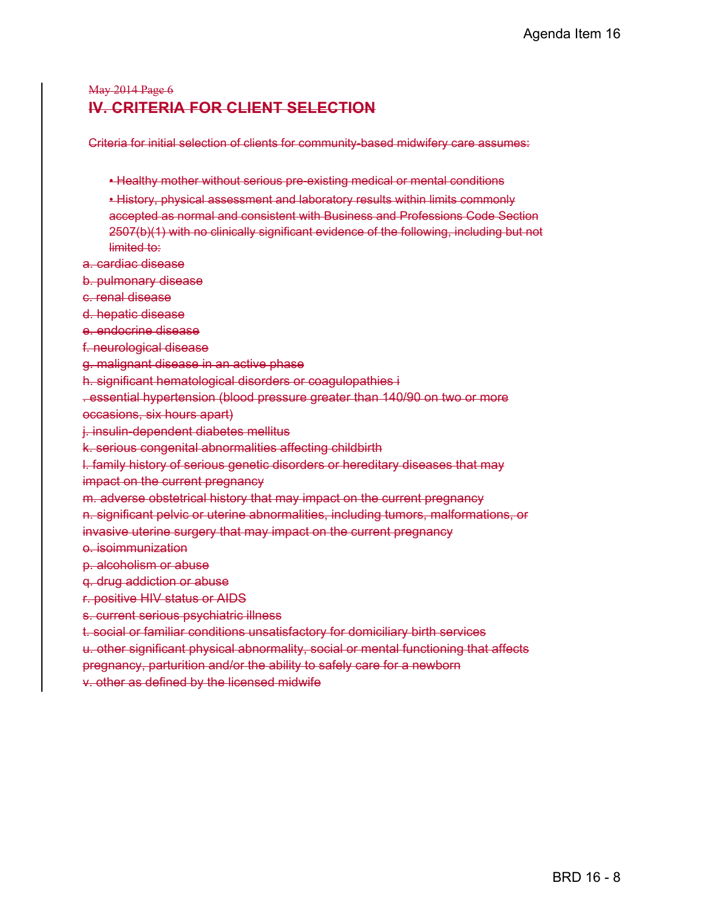~~May 2014 Page 6~~

## ~~IV. CRITERIA FOR CLIENT SELECTION~~

~~Criteria for initial selection of clients for community-based midwifery care assumes:~~

- ~~Healthy mother without serious pre-existing medical or mental conditions~~
- ~~History, physical assessment and laboratory results within limits commonly accepted as normal and consistent with Business and Professions Code Section 2507(b)(1) with no clinically significant evidence of the following, including but not limited to:~~

~~a. cardiac disease~~
~~b. pulmonary disease~~
~~c. renal disease~~
~~d. hepatic disease~~
~~e. endocrine disease~~
~~f. neurological disease~~
~~g. malignant disease in an active phase~~
~~h. significant hematological disorders or coagulopathies i~~
~~. essential hypertension (blood pressure greater than 140/90 on two or more occasions, six hours apart)~~
~~j. insulin-dependent diabetes mellitus~~
~~k. serious congenital abnormalities affecting childbirth~~
~~l. family history of serious genetic disorders or hereditary diseases that may impact on the current pregnancy~~
~~m. adverse obstetrical history that may impact on the current pregnancy~~
~~n. significant pelvic or uterine abnormalities, including tumors, malformations, or invasive uterine surgery that may impact on the current pregnancy~~
~~o. isoimmunization~~
~~p. alcoholism or abuse~~
~~q. drug addiction or abuse~~
~~r. positive HIV status or AIDS~~
~~s. current serious psychiatric illness~~
~~t. social or familiar conditions unsatisfactory for domiciliary birth services~~
~~u. other significant physical abnormality, social or mental functioning that affects pregnancy, parturition and/or the ability to safely care for a newborn~~
~~v. other as defined by the licensed midwife~~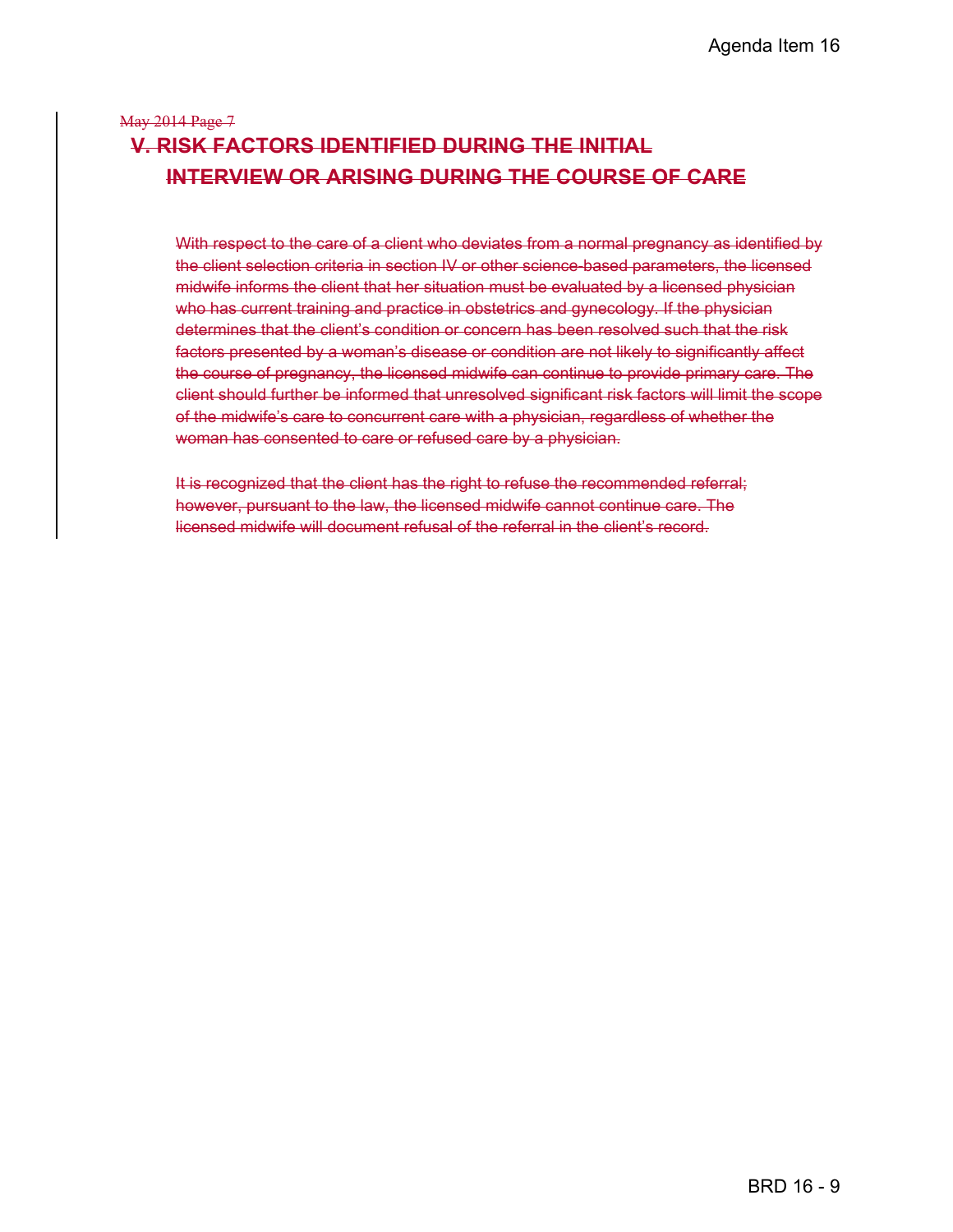~~May 2014 Page 7~~

## ~~V. RISK FACTORS IDENTIFIED DURING THE INITIAL INTERVIEW OR ARISING DURING THE COURSE OF CARE~~

~~With respect to the care of a client who deviates from a normal pregnancy as identified by the client selection criteria in section IV or other science-based parameters, the licensed midwife informs the client that her situation must be evaluated by a licensed physician who has current training and practice in obstetrics and gynecology. If the physician determines that the client's condition or concern has been resolved such that the risk factors presented by a woman's disease or condition are not likely to significantly affect the course of pregnancy, the licensed midwife can continue to provide primary care. The client should further be informed that unresolved significant risk factors will limit the scope of the midwife's care to concurrent care with a physician, regardless of whether the woman has consented to care or refused care by a physician.~~

~~It is recognized that the client has the right to refuse the recommended referral; however, pursuant to the law, the licensed midwife cannot continue care. The licensed midwife will document refusal of the referral in the client's record.~~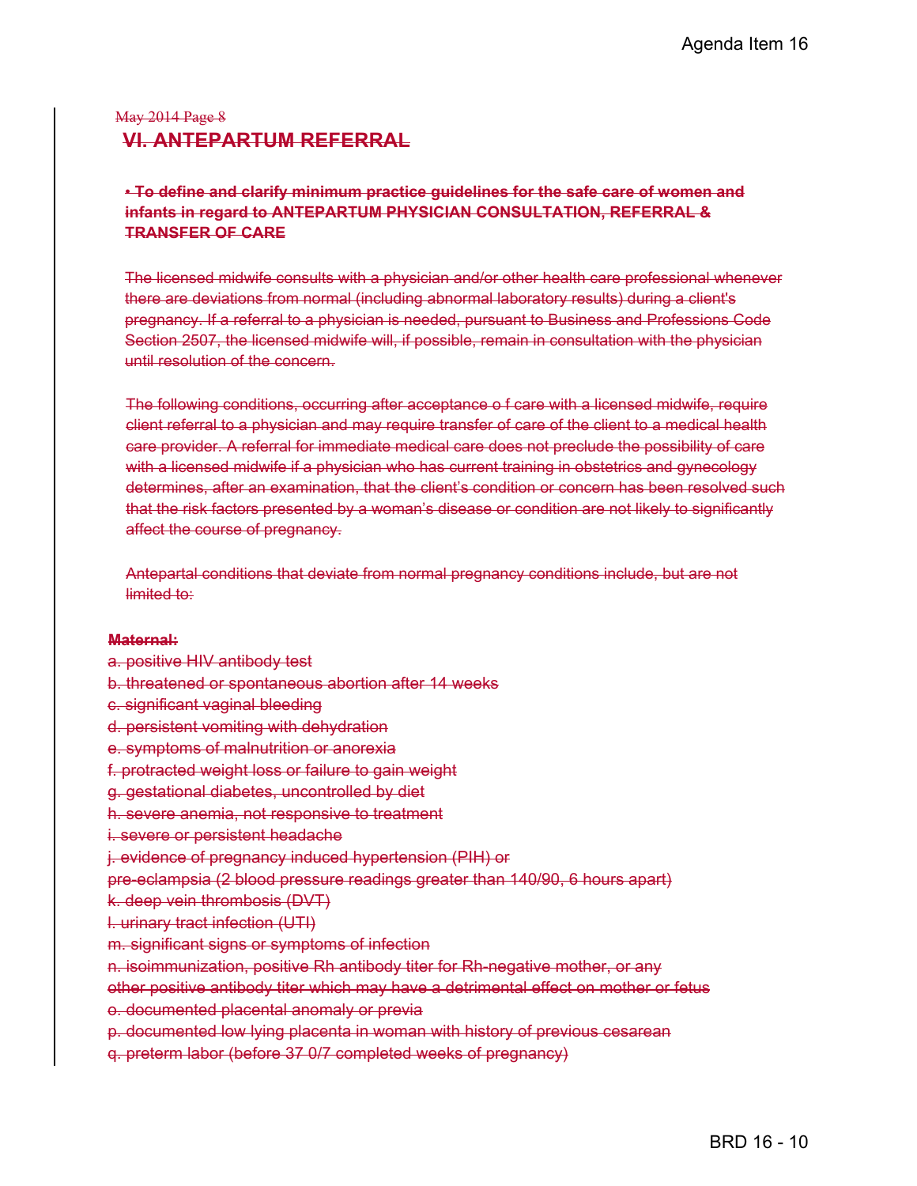~~May 2014 Page 8~~

## ~~VI. ANTEPARTUM REFERRAL~~

~~**• To define and clarify minimum practice guidelines for the safe care of women and infants in regard to ANTEPARTUM PHYSICIAN CONSULTATION, REFERRAL & TRANSFER OF CARE**~~

~~The licensed midwife consults with a physician and/or other health care professional whenever there are deviations from normal (including abnormal laboratory results) during a client's pregnancy. If a referral to a physician is needed, pursuant to Business and Professions Code Section 2507, the licensed midwife will, if possible, remain in consultation with the physician until resolution of the concern.~~

~~The following conditions, occurring after acceptance o f care with a licensed midwife, require client referral to a physician and may require transfer of care of the client to a medical health care provider. A referral for immediate medical care does not preclude the possibility of care with a licensed midwife if a physician who has current training in obstetrics and gynecology determines, after an examination, that the client's condition or concern has been resolved such that the risk factors presented by a woman's disease or condition are not likely to significantly affect the course of pregnancy.~~

~~Antepartal conditions that deviate from normal pregnancy conditions include, but are not limited to:~~

~~**Maternal:**~~

~~a. positive HIV antibody test~~
~~b. threatened or spontaneous abortion after 14 weeks~~
~~c. significant vaginal bleeding~~
~~d. persistent vomiting with dehydration~~
~~e. symptoms of malnutrition or anorexia~~
~~f. protracted weight loss or failure to gain weight~~
~~g. gestational diabetes, uncontrolled by diet~~
~~h. severe anemia, not responsive to treatment~~
~~i. severe or persistent headache~~
~~j. evidence of pregnancy induced hypertension (PIH) or pre-eclampsia (2 blood pressure readings greater than 140/90, 6 hours apart)~~
~~k. deep vein thrombosis (DVT)~~
~~l. urinary tract infection (UTI)~~
~~m. significant signs or symptoms of infection~~
~~n. isoimmunization, positive Rh antibody titer for Rh-negative mother, or any other positive antibody titer which may have a detrimental effect on mother or fetus~~
~~o. documented placental anomaly or previa~~
~~p. documented low lying placenta in woman with history of previous cesarean~~
~~q. preterm labor (before 37 0/7 completed weeks of pregnancy)~~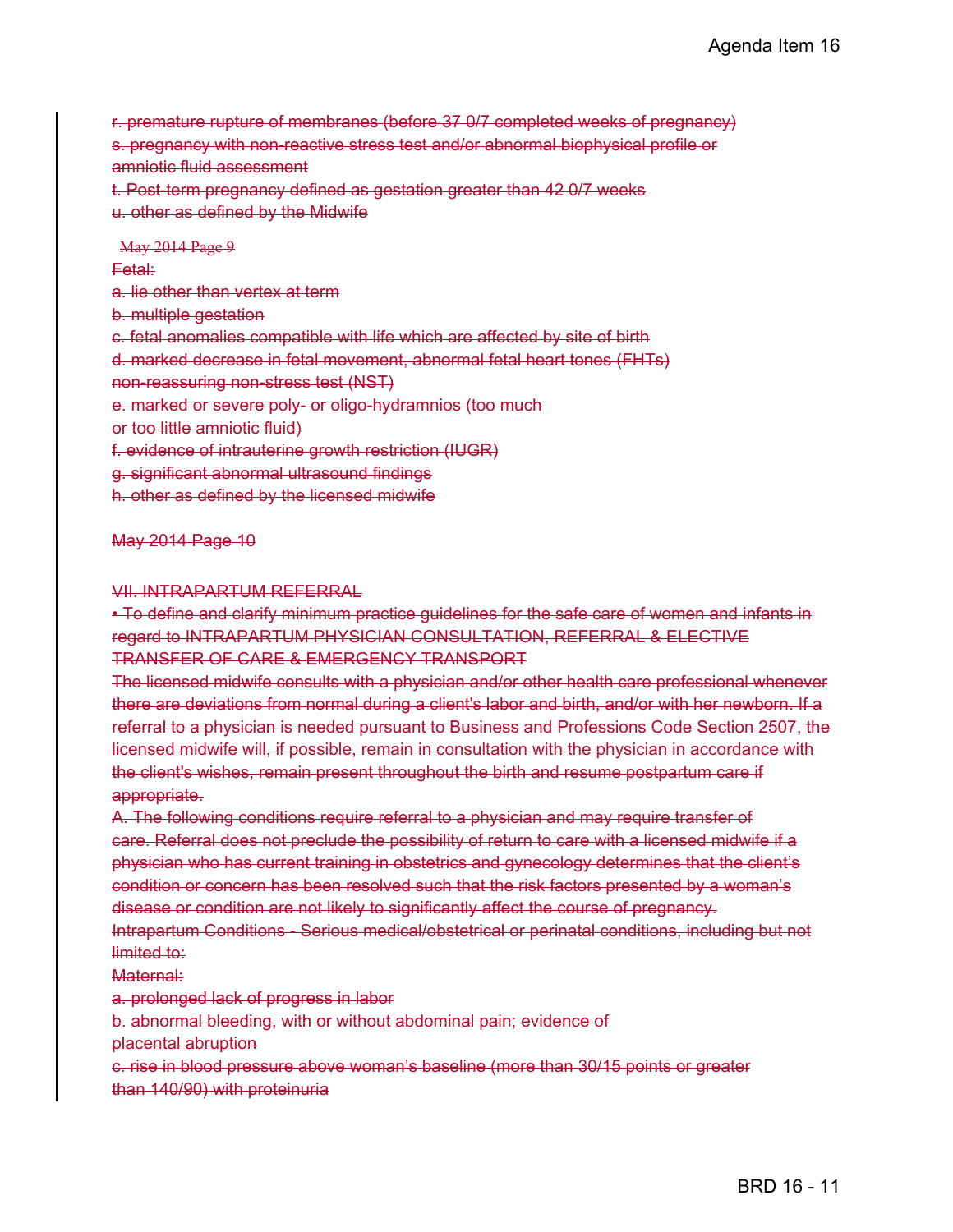~~r. premature rupture of membranes (before 37 0/7 completed weeks of pregnancy)~~
~~s. pregnancy with non-reactive stress test and/or abnormal biophysical profile or amniotic fluid assessment~~
~~t. Post-term pregnancy defined as gestation greater than 42 0/7 weeks~~
~~u. other as defined by the Midwife~~

~~May 2014 Page 9~~

~~Fetal:~~

~~a. lie other than vertex at term~~
~~b. multiple gestation~~
~~c. fetal anomalies compatible with life which are affected by site of birth~~
~~d. marked decrease in fetal movement, abnormal fetal heart tones (FHTs) non-reassuring non-stress test (NST)~~
~~e. marked or severe poly- or oligo-hydramnios (too much or too little amniotic fluid)~~
~~f. evidence of intrauterine growth restriction (IUGR)~~
~~g. significant abnormal ultrasound findings~~
~~h. other as defined by the licensed midwife~~

~~May 2014 Page 10~~

~~VII. INTRAPARTUM REFERRAL~~

~~• To define and clarify minimum practice guidelines for the safe care of women and infants in regard to INTRAPARTUM PHYSICIAN CONSULTATION, REFERRAL & ELECTIVE TRANSFER OF CARE & EMERGENCY TRANSPORT~~

~~The licensed midwife consults with a physician and/or other health care professional whenever there are deviations from normal during a client's labor and birth, and/or with her newborn. If a referral to a physician is needed pursuant to Business and Professions Code Section 2507, the licensed midwife will, if possible, remain in consultation with the physician in accordance with the client's wishes, remain present throughout the birth and resume postpartum care if appropriate.~~

~~A. The following conditions require referral to a physician and may require transfer of care. Referral does not preclude the possibility of return to care with a licensed midwife if a physician who has current training in obstetrics and gynecology determines that the client's condition or concern has been resolved such that the risk factors presented by a woman's disease or condition are not likely to significantly affect the course of pregnancy.~~

~~Intrapartum Conditions - Serious medical/obstetrical or perinatal conditions, including but not limited to:~~

~~Maternal:~~

~~a. prolonged lack of progress in labor~~
~~b. abnormal bleeding, with or without abdominal pain; evidence of placental abruption~~
~~c. rise in blood pressure above woman's baseline (more than 30/15 points or greater than 140/90) with proteinuria~~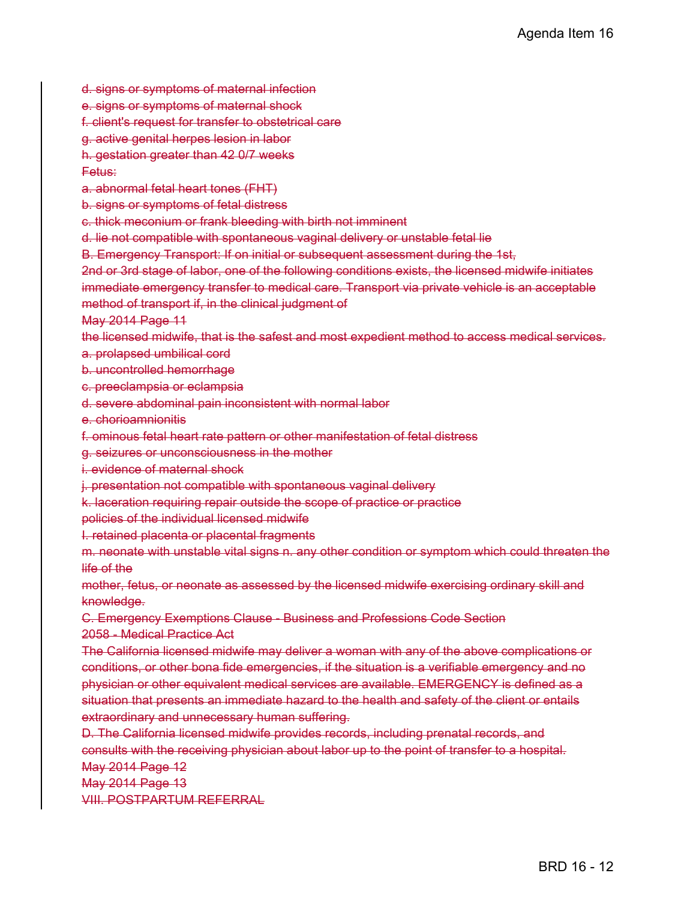~~d. signs or symptoms of maternal infection~~
~~e. signs or symptoms of maternal shock~~
~~f. client's request for transfer to obstetrical care~~
~~g. active genital herpes lesion in labor~~
~~h. gestation greater than 42 0/7 weeks~~
~~Fetus:~~
~~a. abnormal fetal heart tones (FHT)~~
~~b. signs or symptoms of fetal distress~~
~~c. thick meconium or frank bleeding with birth not imminent~~
~~d. lie not compatible with spontaneous vaginal delivery or unstable fetal lie~~
~~B. Emergency Transport: If on initial or subsequent assessment during the 1st, 2nd or 3rd stage of labor, one of the following conditions exists, the licensed midwife initiates immediate emergency transfer to medical care. Transport via private vehicle is an acceptable method of transport if, in the clinical judgment of~~
~~May 2014 Page 11~~
~~the licensed midwife, that is the safest and most expedient method to access medical services.~~
~~a. prolapsed umbilical cord~~
~~b. uncontrolled hemorrhage~~
~~c. preeclampsia or eclampsia~~
~~d. severe abdominal pain inconsistent with normal labor~~
~~e. chorioamnionitis~~
~~f. ominous fetal heart rate pattern or other manifestation of fetal distress~~
~~g. seizures or unconsciousness in the mother~~
~~i. evidence of maternal shock~~
~~j. presentation not compatible with spontaneous vaginal delivery~~
~~k. laceration requiring repair outside the scope of practice or practice policies of the individual licensed midwife~~
~~l. retained placenta or placental fragments~~
~~m. neonate with unstable vital signs n. any other condition or symptom which could threaten the life of the mother, fetus, or neonate as assessed by the licensed midwife exercising ordinary skill and knowledge.~~
~~C. Emergency Exemptions Clause - Business and Professions Code Section 2058 - Medical Practice Act~~
~~The California licensed midwife may deliver a woman with any of the above complications or conditions, or other bona fide emergencies, if the situation is a verifiable emergency and no physician or other equivalent medical services are available. EMERGENCY is defined as a situation that presents an immediate hazard to the health and safety of the client or entails extraordinary and unnecessary human suffering.~~
~~D. The California licensed midwife provides records, including prenatal records, and consults with the receiving physician about labor up to the point of transfer to a hospital.~~
~~May 2014 Page 12~~
~~May 2014 Page 13~~
~~VIII. POSTPARTUM REFERRAL~~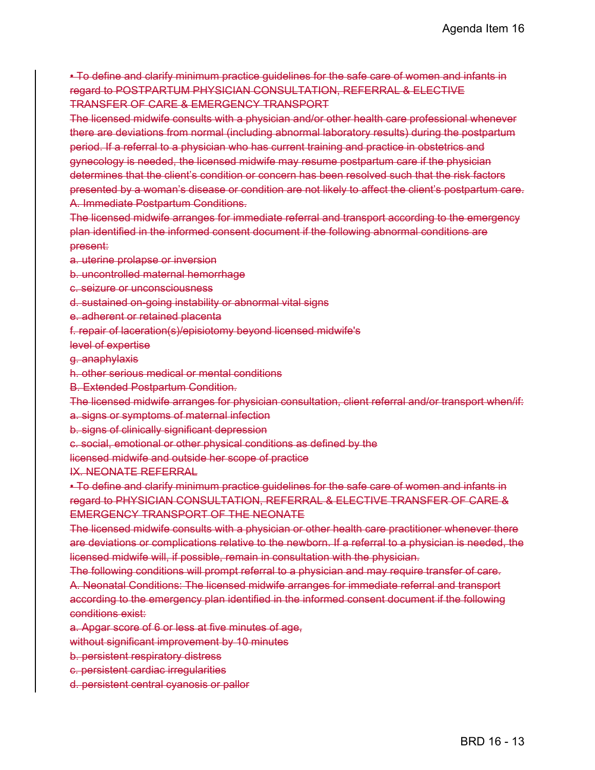~~• To define and clarify minimum practice guidelines for the safe care of women and infants in regard to POSTPARTUM PHYSICIAN CONSULTATION, REFERRAL & ELECTIVE TRANSFER OF CARE & EMERGENCY TRANSPORT~~

~~The licensed midwife consults with a physician and/or other health care professional whenever there are deviations from normal (including abnormal laboratory results) during the postpartum period. If a referral to a physician who has current training and practice in obstetrics and gynecology is needed, the licensed midwife may resume postpartum care if the physician determines that the client's condition or concern has been resolved such that the risk factors presented by a woman's disease or condition are not likely to affect the client's postpartum care.~~

~~A. Immediate Postpartum Conditions.~~

~~The licensed midwife arranges for immediate referral and transport according to the emergency plan identified in the informed consent document if the following abnormal conditions are present:~~

~~a. uterine prolapse or inversion~~

~~b. uncontrolled maternal hemorrhage~~

~~c. seizure or unconsciousness~~

~~d. sustained on-going instability or abnormal vital signs~~

~~e. adherent or retained placenta~~

~~f. repair of laceration(s)/episiotomy beyond licensed midwife's level of expertise~~

~~g. anaphylaxis~~

~~h. other serious medical or mental conditions~~

~~B. Extended Postpartum Condition.~~

~~The licensed midwife arranges for physician consultation, client referral and/or transport when/if:~~

~~a. signs or symptoms of maternal infection~~

~~b. signs of clinically significant depression~~

~~c. social, emotional or other physical conditions as defined by the licensed midwife and outside her scope of practice~~

~~IX. NEONATE REFERRAL~~

~~• To define and clarify minimum practice guidelines for the safe care of women and infants in regard to PHYSICIAN CONSULTATION, REFERRAL & ELECTIVE TRANSFER OF CARE & EMERGENCY TRANSPORT OF THE NEONATE~~

~~The licensed midwife consults with a physician or other health care practitioner whenever there are deviations or complications relative to the newborn. If a referral to a physician is needed, the licensed midwife will, if possible, remain in consultation with the physician.~~

~~The following conditions will prompt referral to a physician and may require transfer of care.~~

~~A. Neonatal Conditions: The licensed midwife arranges for immediate referral and transport according to the emergency plan identified in the informed consent document if the following conditions exist:~~

~~a. Apgar score of 6 or less at five minutes of age, without significant improvement by 10 minutes~~

~~b. persistent respiratory distress~~

~~c. persistent cardiac irregularities~~

~~d. persistent central cyanosis or pallor~~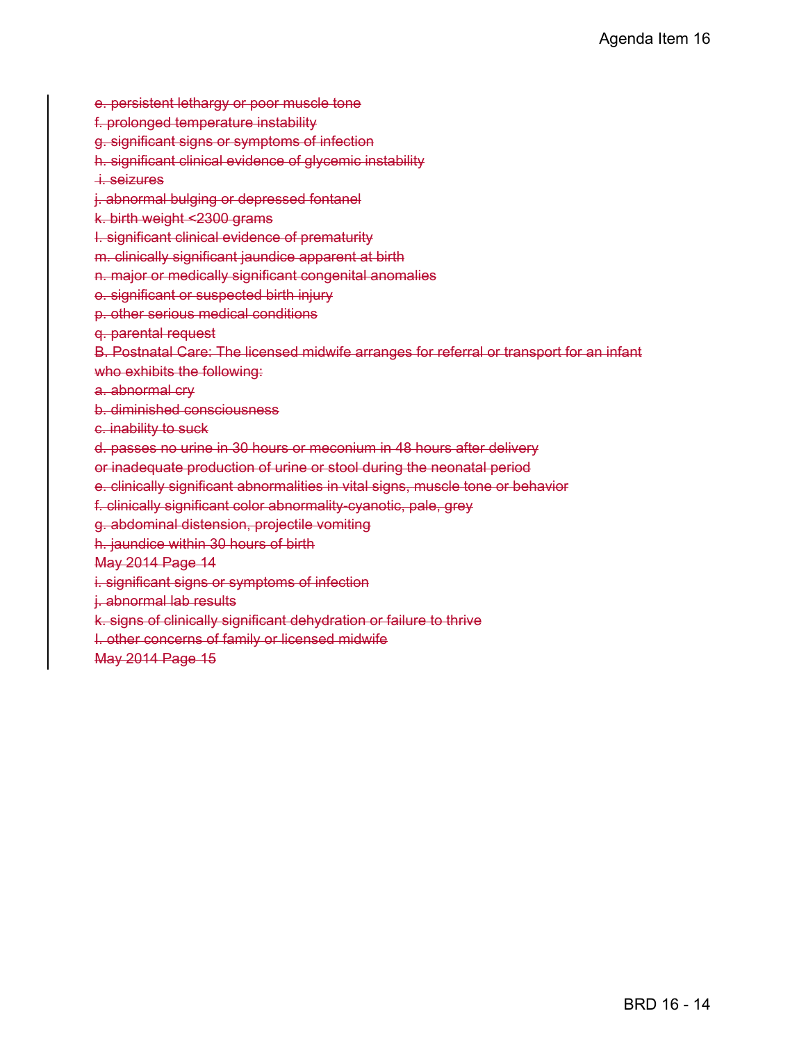~~e. persistent lethargy or poor muscle tone~~

~~f. prolonged temperature instability~~

~~g. significant signs or symptoms of infection~~

~~h. significant clinical evidence of glycemic instability~~

~~i. seizures~~

~~j. abnormal bulging or depressed fontanel~~

~~k. birth weight <2300 grams~~

~~l. significant clinical evidence of prematurity~~

~~m. clinically significant jaundice apparent at birth~~

~~n. major or medically significant congenital anomalies~~

~~o. significant or suspected birth injury~~

~~p. other serious medical conditions~~

~~q. parental request~~

~~B. Postnatal Care: The licensed midwife arranges for referral or transport for an infant who exhibits the following:~~

~~a. abnormal cry~~

~~b. diminished consciousness~~

~~c. inability to suck~~

~~d. passes no urine in 30 hours or meconium in 48 hours after delivery or inadequate production of urine or stool during the neonatal period~~

~~e. clinically significant abnormalities in vital signs, muscle tone or behavior~~

~~f. clinically significant color abnormality-cyanotic, pale, grey~~

~~g. abdominal distension, projectile vomiting~~

~~h. jaundice within 30 hours of birth~~

~~May 2014 Page 14~~

~~i. significant signs or symptoms of infection~~

~~j. abnormal lab results~~

~~k. signs of clinically significant dehydration or failure to thrive~~

~~l. other concerns of family or licensed midwife~~

~~May 2014 Page 15~~